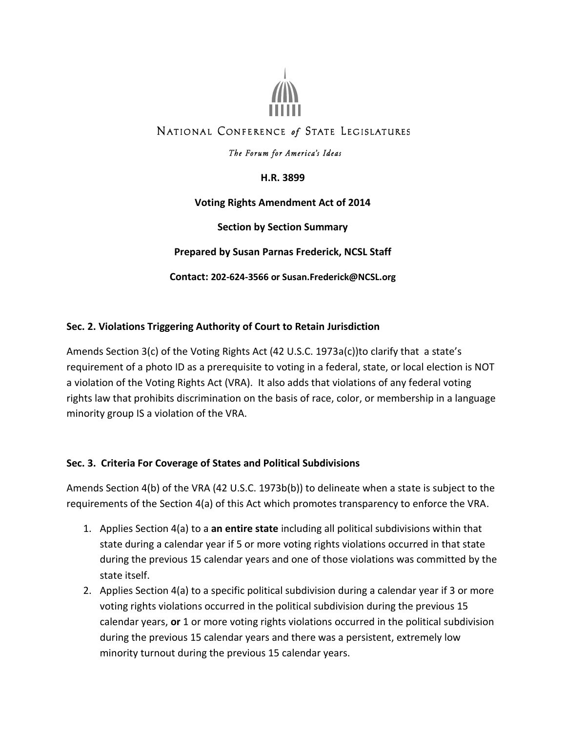NATIONAL CONFERENCE *of* STATE LEGISLATURES

*The Forum for America's Ideas*

**H.R. 3899**

**Voting Rights Amendment Act of 2014**

**Section by Section Summary**

**Prepared by Susan Parnas Frederick, NCSL Staff**

**Contact: 202-624-3566 or Susan.Frederick@NCSL.org**

**Sec. 2. Violations Triggering Authority of Court to Retain Jurisdiction**

Amends Section 3(c) of the Voting Rights Act (42 U.S.C. 1973a(c))to clarify that a state's requirement of a photo ID as a prerequisite to voting in a federal, state, or local election is NOT a violation of the Voting Rights Act (VRA). It also adds that violations of any federal voting rights law that prohibits discrimination on the basis of race, color, or membership in a language minority group IS a violation of the VRA.

**Sec. 3. Criteria For Coverage of States and Political Subdivisions**

Amends Section 4(b) of the VRA (42 U.S.C. 1973b(b)) to delineate when a state is subject to the requirements of the Section 4(a) of this Act which promotes transparency to enforce the VRA.

1. Applies Section 4(a) to a **an entire state** including all political subdivisions within that state during a calendar year if 5 or more voting rights violations occurred in that state during the previous 15 calendar years and one of those violations was committed by the state itself.
2. Applies Section 4(a) to a specific political subdivision during a calendar year if 3 or more voting rights violations occurred in the political subdivision during the previous 15 calendar years, **or** 1 or more voting rights violations occurred in the political subdivision during the previous 15 calendar years and there was a persistent, extremely low minority turnout during the previous 15 calendar years.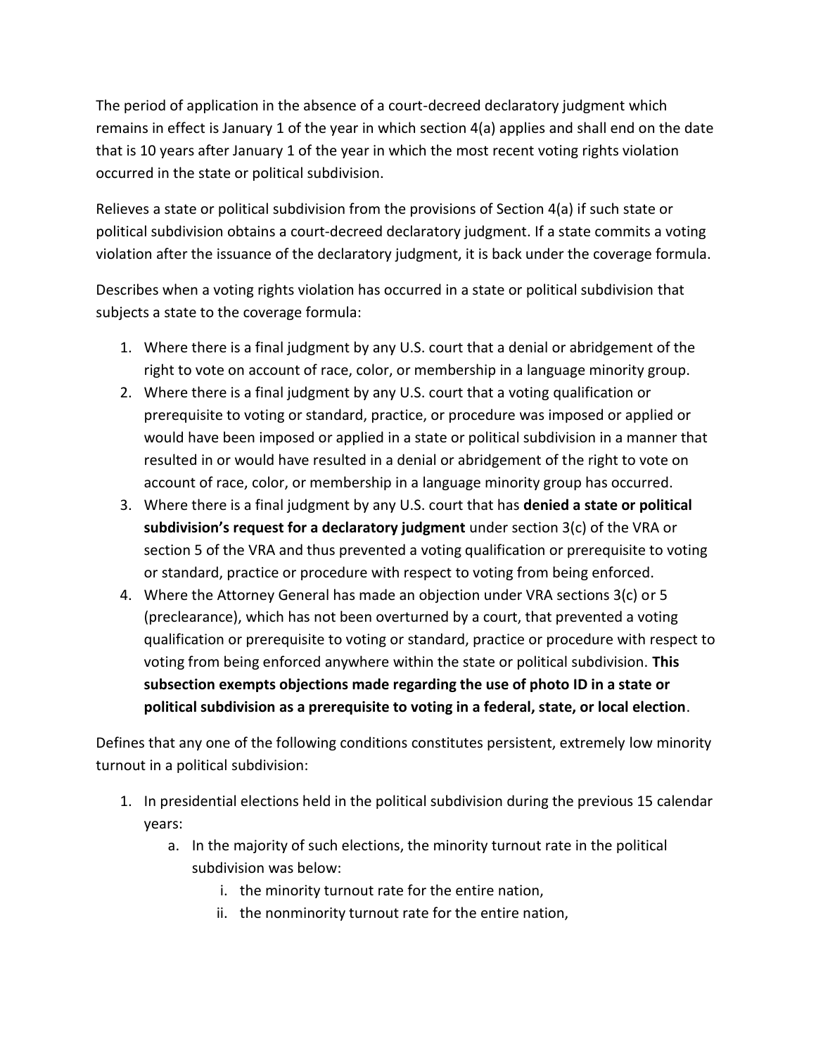The period of application in the absence of a court-decreed declaratory judgment which remains in effect is January 1 of the year in which section 4(a) applies and shall end on the date that is 10 years after January 1 of the year in which the most recent voting rights violation occurred in the state or political subdivision.

Relieves a state or political subdivision from the provisions of Section 4(a) if such state or political subdivision obtains a court-decreed declaratory judgment. If a state commits a voting violation after the issuance of the declaratory judgment, it is back under the coverage formula.

Describes when a voting rights violation has occurred in a state or political subdivision that subjects a state to the coverage formula:

1. Where there is a final judgment by any U.S. court that a denial or abridgement of the right to vote on account of race, color, or membership in a language minority group.
2. Where there is a final judgment by any U.S. court that a voting qualification or prerequisite to voting or standard, practice, or procedure was imposed or applied or would have been imposed or applied in a state or political subdivision in a manner that resulted in or would have resulted in a denial or abridgement of the right to vote on account of race, color, or membership in a language minority group has occurred.
3. Where there is a final judgment by any U.S. court that has **denied a state or political subdivision's request for a declaratory judgment** under section 3(c) of the VRA or section 5 of the VRA and thus prevented a voting qualification or prerequisite to voting or standard, practice or procedure with respect to voting from being enforced.
4. Where the Attorney General has made an objection under VRA sections 3(c) or 5 (preclearance), which has not been overturned by a court, that prevented a voting qualification or prerequisite to voting or standard, practice or procedure with respect to voting from being enforced anywhere within the state or political subdivision. **This subsection exempts objections made regarding the use of photo ID in a state or political subdivision as a prerequisite to voting in a federal, state, or local election**.

Defines that any one of the following conditions constitutes persistent, extremely low minority turnout in a political subdivision:

1. In presidential elections held in the political subdivision during the previous 15 calendar years:
    a. In the majority of such elections, the minority turnout rate in the political subdivision was below:
        i. the minority turnout rate for the entire nation,
        ii. the nonminority turnout rate for the entire nation,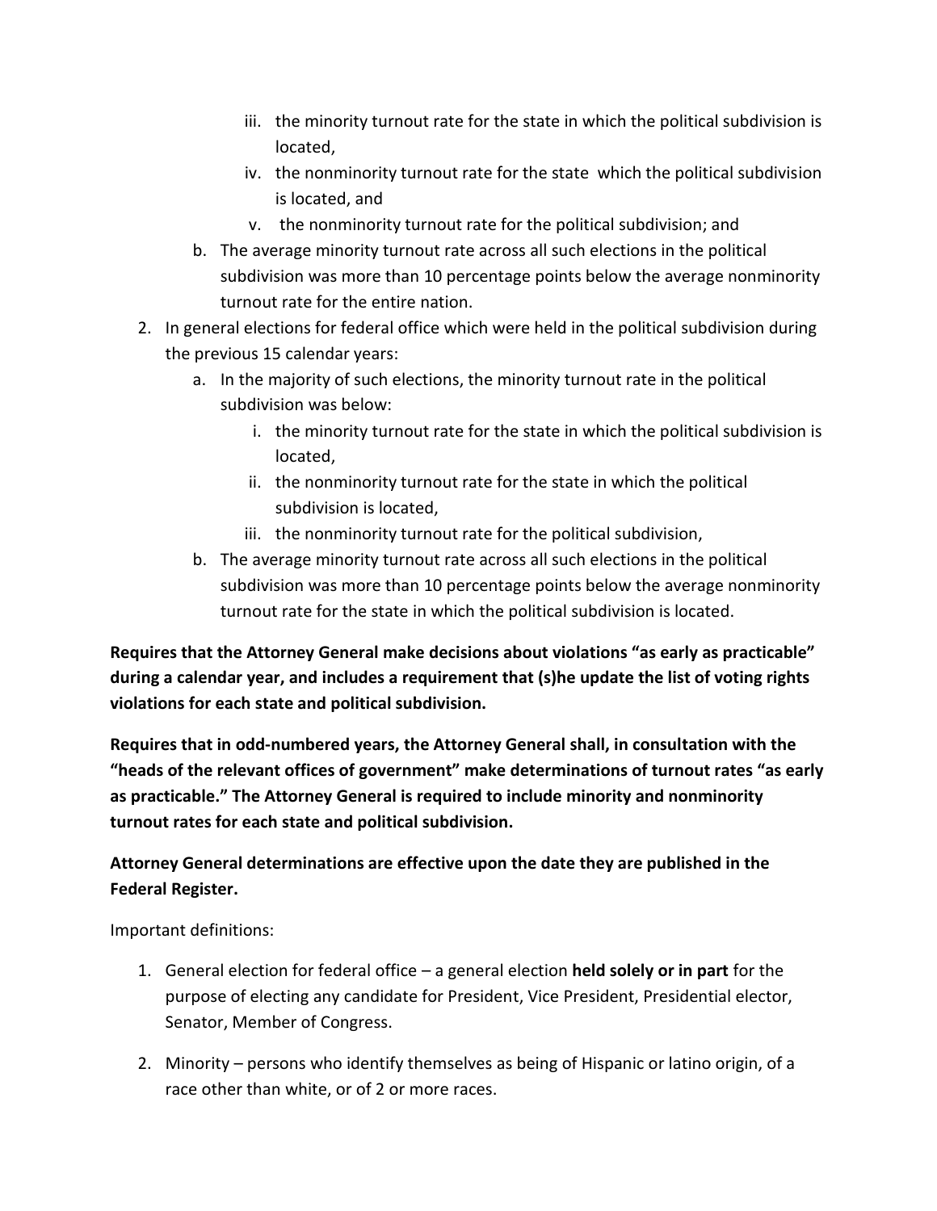iii. the minority turnout rate for the state in which the political subdivision is located,
   iv. the nonminority turnout rate for the state  which the political subdivision is located, and
   v. the nonminority turnout rate for the political subdivision; and

   b. The average minority turnout rate across all such elections in the political subdivision was more than 10 percentage points below the average nonminority turnout rate for the entire nation.

2. In general elections for federal office which were held in the political subdivision during the previous 15 calendar years:
   a. In the majority of such elections, the minority turnout rate in the political subdivision was below:
      i. the minority turnout rate for the state in which the political subdivision is located,
      ii. the nonminority turnout rate for the state in which the political subdivision is located,
      iii. the nonminority turnout rate for the political subdivision,
   b. The average minority turnout rate across all such elections in the political subdivision was more than 10 percentage points below the average nonminority turnout rate for the state in which the political subdivision is located.

**Requires that the Attorney General make decisions about violations "as early as practicable" during a calendar year, and includes a requirement that (s)he update the list of voting rights violations for each state and political subdivision.**

**Requires that in odd-numbered years, the Attorney General shall, in consultation with the "heads of the relevant offices of government" make determinations of turnout rates "as early as practicable." The Attorney General is required to include minority and nonminority turnout rates for each state and political subdivision.**

**Attorney General determinations are effective upon the date they are published in the Federal Register.**

Important definitions:

1. General election for federal office – a general election **held solely or in part** for the purpose of electing any candidate for President, Vice President, Presidential elector, Senator, Member of Congress.

2. Minority – persons who identify themselves as being of Hispanic or latino origin, of a race other than white, or of 2 or more races.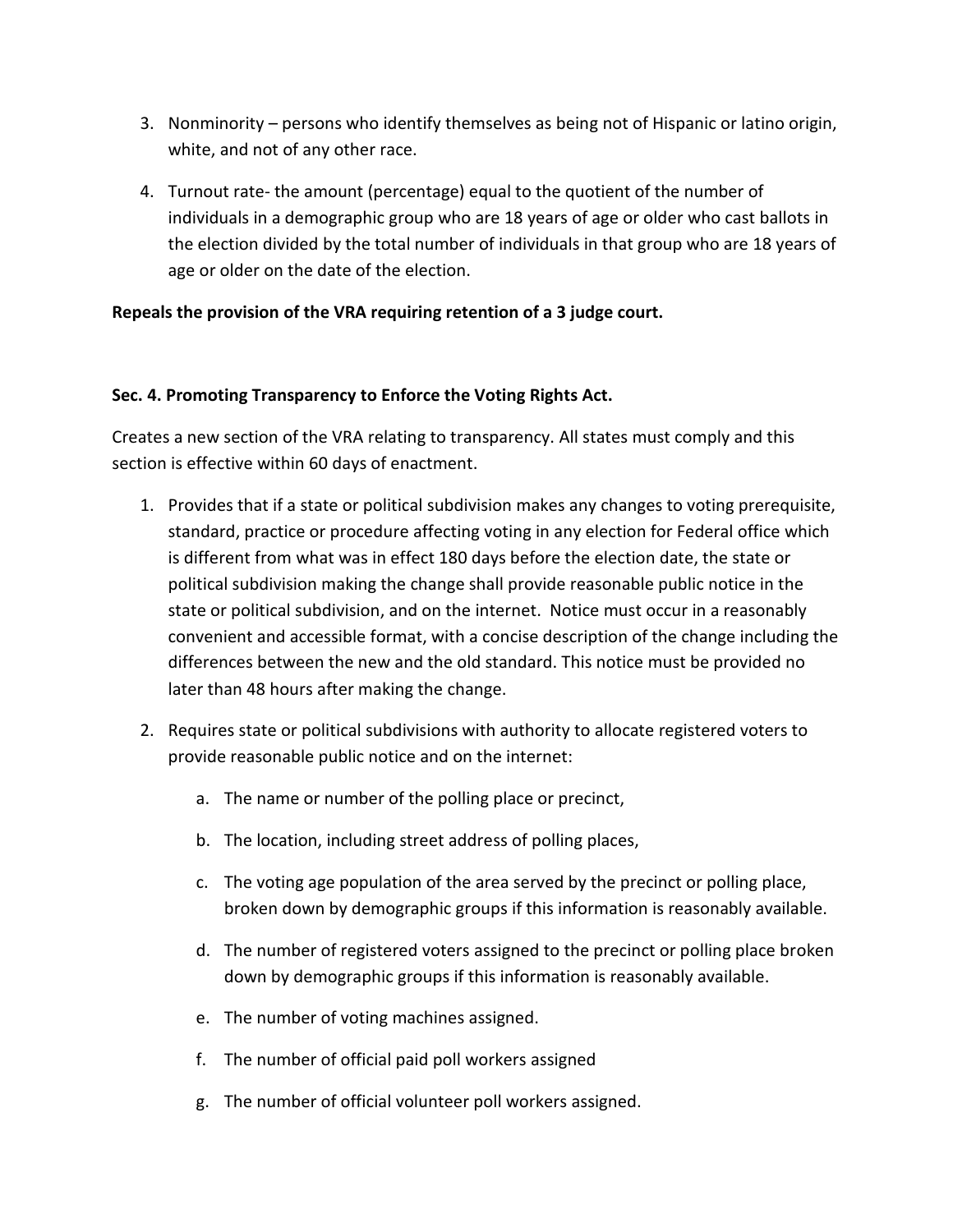3. Nonminority – persons who identify themselves as being not of Hispanic or latino origin, white, and not of any other race.

4. Turnout rate- the amount (percentage) equal to the quotient of the number of individuals in a demographic group who are 18 years of age or older who cast ballots in the election divided by the total number of individuals in that group who are 18 years of age or older on the date of the election.

**Repeals the provision of the VRA requiring retention of a 3 judge court.**

**Sec. 4. Promoting Transparency to Enforce the Voting Rights Act.**

Creates a new section of the VRA relating to transparency. All states must comply and this section is effective within 60 days of enactment.

1. Provides that if a state or political subdivision makes any changes to voting prerequisite, standard, practice or procedure affecting voting in any election for Federal office which is different from what was in effect 180 days before the election date, the state or political subdivision making the change shall provide reasonable public notice in the state or political subdivision, and on the internet. Notice must occur in a reasonably convenient and accessible format, with a concise description of the change including the differences between the new and the old standard. This notice must be provided no later than 48 hours after making the change.

2. Requires state or political subdivisions with authority to allocate registered voters to provide reasonable public notice and on the internet:

    a. The name or number of the polling place or precinct,

    b. The location, including street address of polling places,

    c. The voting age population of the area served by the precinct or polling place, broken down by demographic groups if this information is reasonably available.

    d. The number of registered voters assigned to the precinct or polling place broken down by demographic groups if this information is reasonably available.

    e. The number of voting machines assigned.

    f. The number of official paid poll workers assigned

    g. The number of official volunteer poll workers assigned.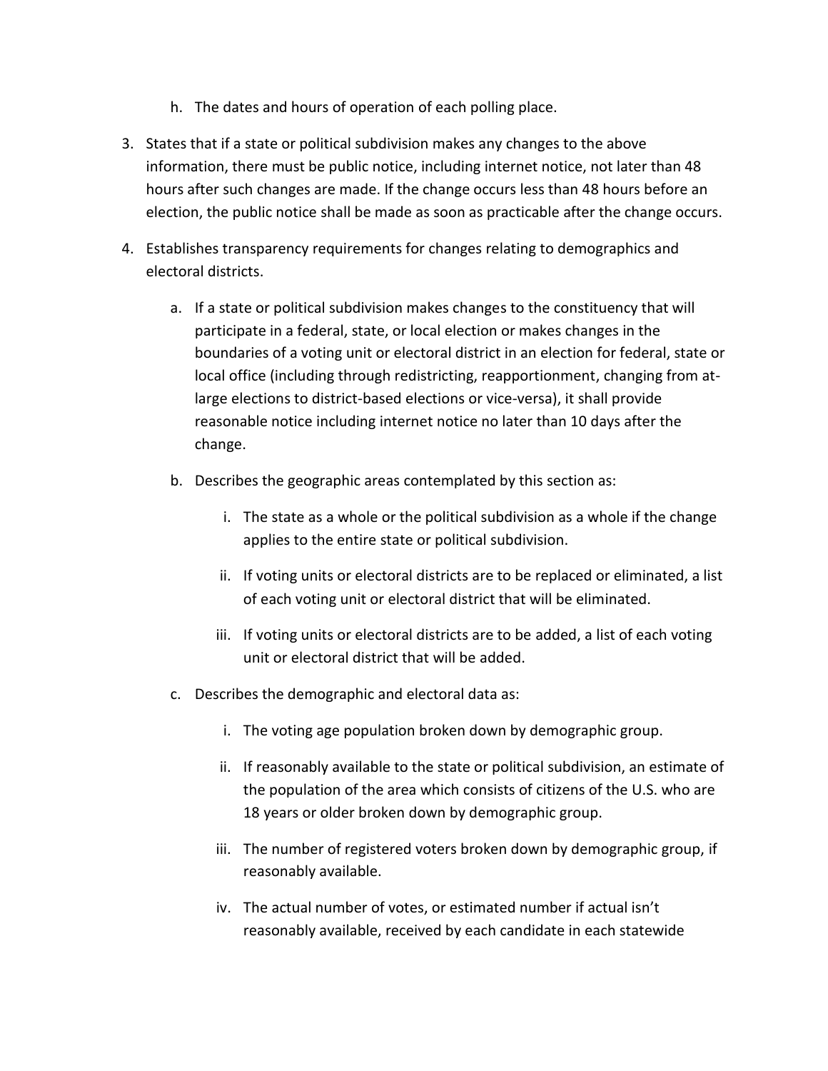h. The dates and hours of operation of each polling place.

3. States that if a state or political subdivision makes any changes to the above information, there must be public notice, including internet notice, not later than 48 hours after such changes are made. If the change occurs less than 48 hours before an election, the public notice shall be made as soon as practicable after the change occurs.

4. Establishes transparency requirements for changes relating to demographics and electoral districts.

   a. If a state or political subdivision makes changes to the constituency that will participate in a federal, state, or local election or makes changes in the boundaries of a voting unit or electoral district in an election for federal, state or local office (including through redistricting, reapportionment, changing from at-large elections to district-based elections or vice-versa), it shall provide reasonable notice including internet notice no later than 10 days after the change.

   b. Describes the geographic areas contemplated by this section as:

      i. The state as a whole or the political subdivision as a whole if the change applies to the entire state or political subdivision.

      ii. If voting units or electoral districts are to be replaced or eliminated, a list of each voting unit or electoral district that will be eliminated.

      iii. If voting units or electoral districts are to be added, a list of each voting unit or electoral district that will be added.

   c. Describes the demographic and electoral data as:

      i. The voting age population broken down by demographic group.

      ii. If reasonably available to the state or political subdivision, an estimate of the population of the area which consists of citizens of the U.S. who are 18 years or older broken down by demographic group.

      iii. The number of registered voters broken down by demographic group, if reasonably available.

      iv. The actual number of votes, or estimated number if actual isn't reasonably available, received by each candidate in each statewide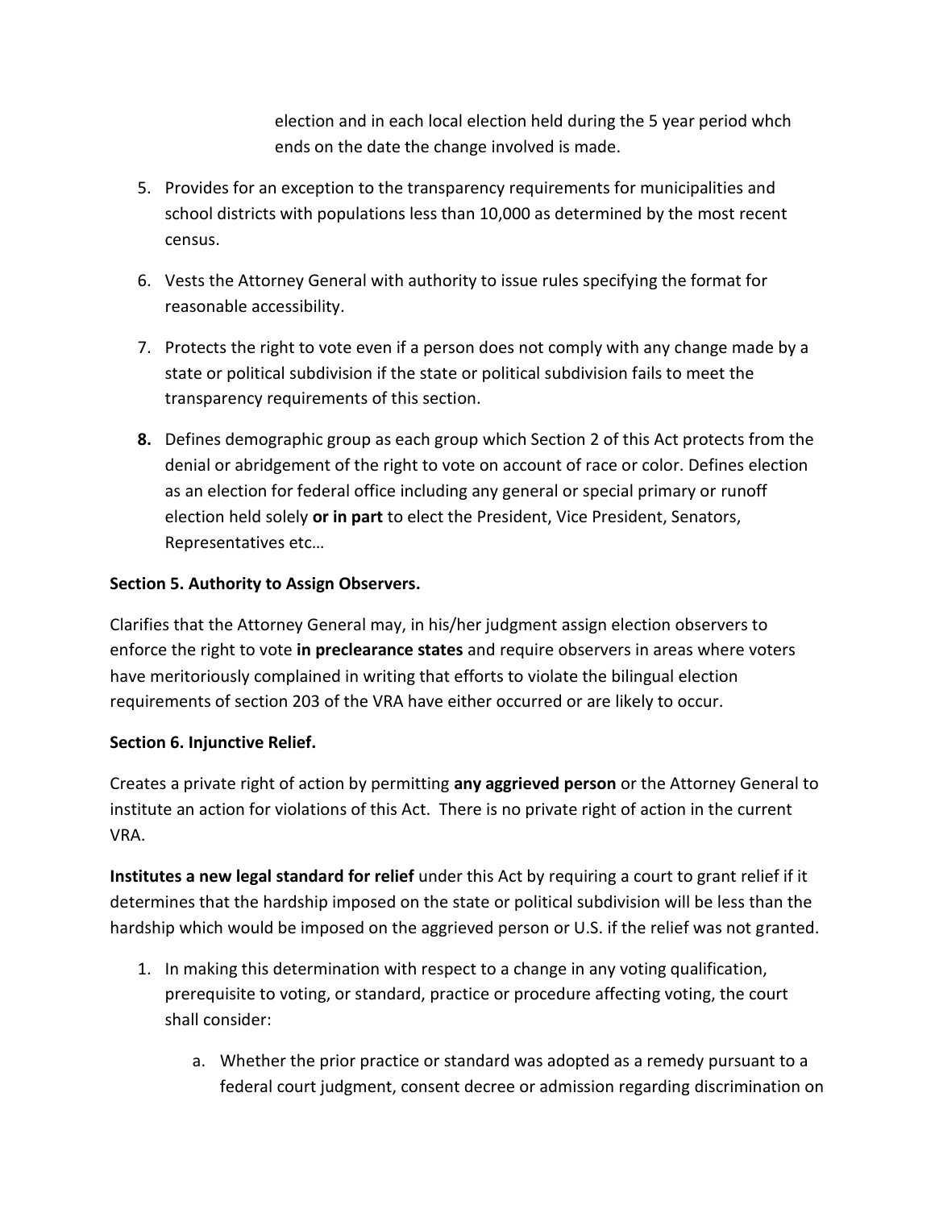election and in each local election held during the 5 year period whch ends on the date the change involved is made.

5. Provides for an exception to the transparency requirements for municipalities and school districts with populations less than 10,000 as determined by the most recent census.

6. Vests the Attorney General with authority to issue rules specifying the format for reasonable accessibility.

7. Protects the right to vote even if a person does not comply with any change made by a state or political subdivision if the state or political subdivision fails to meet the transparency requirements of this section.

**8.** Defines demographic group as each group which Section 2 of this Act protects from the denial or abridgement of the right to vote on account of race or color. Defines election as an election for federal office including any general or special primary or runoff election held solely **or in part** to elect the President, Vice President, Senators, Representatives etc…

**Section 5. Authority to Assign Observers.**

Clarifies that the Attorney General may, in his/her judgment assign election observers to enforce the right to vote **in preclearance states** and require observers in areas where voters have meritoriously complained in writing that efforts to violate the bilingual election requirements of section 203 of the VRA have either occurred or are likely to occur.

**Section 6. Injunctive Relief.**

Creates a private right of action by permitting **any aggrieved person** or the Attorney General to institute an action for violations of this Act. There is no private right of action in the current VRA.

**Institutes a new legal standard for relief** under this Act by requiring a court to grant relief if it determines that the hardship imposed on the state or political subdivision will be less than the hardship which would be imposed on the aggrieved person or U.S. if the relief was not granted.

1. In making this determination with respect to a change in any voting qualification, prerequisite to voting, or standard, practice or procedure affecting voting, the court shall consider:
   a. Whether the prior practice or standard was adopted as a remedy pursuant to a federal court judgment, consent decree or admission regarding discrimination on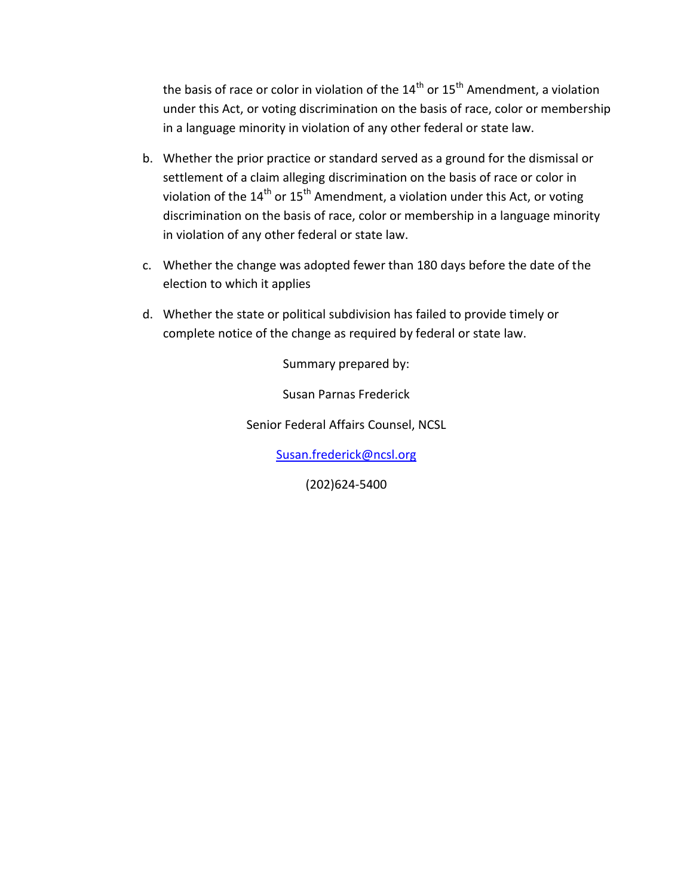the basis of race or color in violation of the 14th or 15th Amendment, a violation under this Act, or voting discrimination on the basis of race, color or membership in a language minority in violation of any other federal or state law.

b. Whether the prior practice or standard served as a ground for the dismissal or settlement of a claim alleging discrimination on the basis of race or color in violation of the 14th or 15th Amendment, a violation under this Act, or voting discrimination on the basis of race, color or membership in a language minority in violation of any other federal or state law.

c. Whether the change was adopted fewer than 180 days before the date of the election to which it applies

d. Whether the state or political subdivision has failed to provide timely or complete notice of the change as required by federal or state law.

Summary prepared by:

Susan Parnas Frederick

Senior Federal Affairs Counsel, NCSL

Susan.frederick@ncsl.org

(202)624-5400